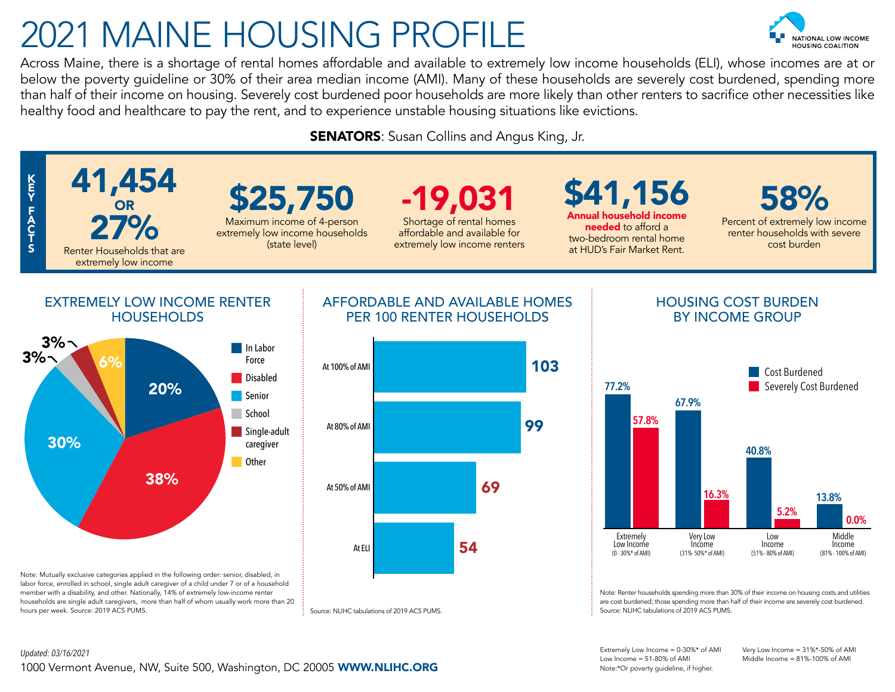# 2021 MAINE HOUSING PROFILE

NATIONAL LOW INCOME HOUSING COALITION

Across Maine, there is a shortage of rental homes affordable and available to extremely low income households (ELI), whose incomes are at or below the poverty guideline or 30% of their area median income (AMI). Many of these households are severely cost burdened, spending more than half of their income on housing. Severely cost burdened poor households are more likely than other renters to sacrifice other necessities like healthy food and healthcare to pay the rent, and to experience unstable housing situations like evictions.

**SENATORS**: Susan Collins and Angus King, Jr.

## KEY FACTS

- **41,454 OR 27%** — Renter Households that are extremely low income
- **$25,750** — Maximum income of 4-person extremely low income households (state level)
- **-19,031** — Shortage of rental homes affordable and available for extremely low income renters
- **$41,156** — **Annual household income needed** to afford a two-bedroom rental home at HUD's Fair Market Rent.
- **58%** — Percent of extremely low income renter households with severe cost burden

## EXTREMELY LOW INCOME RENTER HOUSEHOLDS

| Category | Percent |
| --- | --- |
| In Labor Force | 20% |
| Disabled | 38% |
| Senior | 30% |
| School | 3% |
| Single-adult caregiver | 3% |
| Other | 6% |

Note: Mutually exclusive categories applied in the following order: senior, disabled, in labor force, enrolled in school, single adult caregiver of a child under 7 or of a household member with a disability, and other. Nationally, 14% of extremely low-income renter households are single adult caregivers, more than half of whom usually work more than 20 hours per week. Source: 2019 ACS PUMS.

## AFFORDABLE AND AVAILABLE HOMES PER 100 RENTER HOUSEHOLDS

| Income level | Homes per 100 |
| --- | --- |
| At 100% of AMI | 103 |
| At 80% of AMI | 99 |
| At 50% of AMI | 69 |
| At ELI | 54 |

Source: NLIHC tabulations of 2019 ACS PUMS.

## HOUSING COST BURDEN BY INCOME GROUP

| Income group | Cost Burdened | Severely Cost Burdened |
| --- | --- | --- |
| Extremely Low Income (0 - 30%* of AMI) | 77.2% | 57.8% |
| Very Low Income (31%- 50%* of AMI) | 67.9% | 16.3% |
| Low Income (51% - 80% of AMI) | 40.8% | 5.2% |
| Middle Income (81% - 100% of AMI) | 13.8% | 0.0% |

Note: Renter households spending more than 30% of their income on housing costs and utilities are cost burdened; those spending more than half of their income are severely cost burdened. Source: NLIHC tabulations of 2019 ACS PUMS.

*Updated: 03/16/2021*

1000 Vermont Avenue, NW, Suite 500, Washington, DC 20005 **WWW.NLIHC.ORG**

Extremely Low Income = 0-30%* of AMI
Very Low Income = 31%*-50% of AMI
Low Income = 51-80% of AMI
Middle Income = 81%-100% of AMI
Note:*Or poverty guideline, if higher.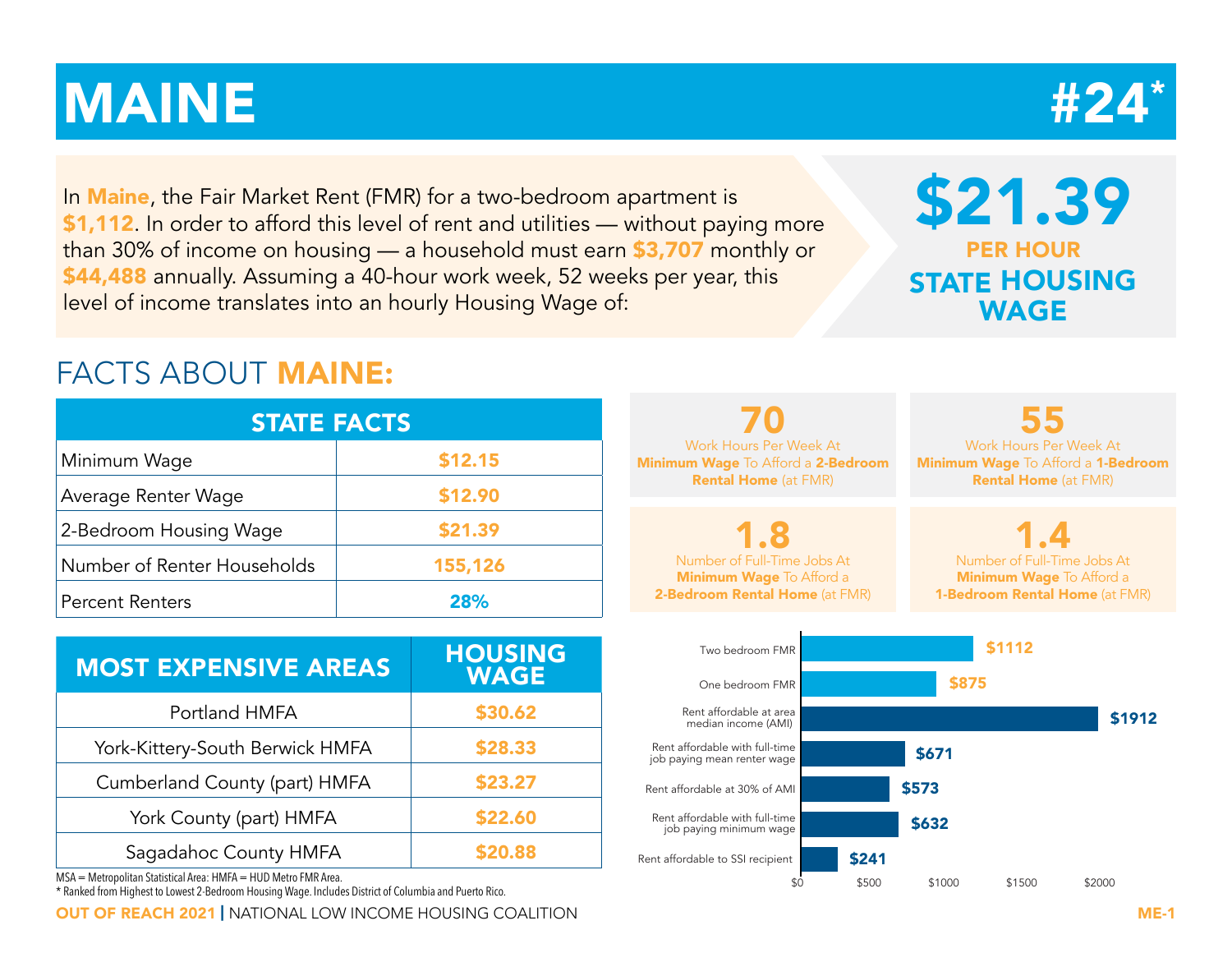# MAINE #24*

In **Maine**, the Fair Market Rent (FMR) for a two-bedroom apartment is **$1,112**. In order to afford this level of rent and utilities — without paying more than 30% of income on housing — a household must earn **$3,707** monthly or **$44,488** annually. Assuming a 40-hour work week, 52 weeks per year, this level of income translates into an hourly Housing Wage of:

**$21.39**
**PER HOUR**
**STATE HOUSING WAGE**

## FACTS ABOUT MAINE:

| STATE FACTS | |
|---|---|
| Minimum Wage | $12.15 |
| Average Renter Wage | $12.90 |
| 2-Bedroom Housing Wage | $21.39 |
| Number of Renter Households | 155,126 |
| Percent Renters | 28% |

| MOST EXPENSIVE AREAS | HOUSING WAGE |
|---|---|
| Portland HMFA | $30.62 |
| York-Kittery-South Berwick HMFA | $28.33 |
| Cumberland County (part) HMFA | $23.27 |
| York County (part) HMFA | $22.60 |
| Sagadahoc County HMFA | $20.88 |

MSA = Metropolitan Statistical Area: HMFA = HUD Metro FMR Area.
* Ranked from Highest to Lowest 2-Bedroom Housing Wage. Includes District of Columbia and Puerto Rico.

**70** Work Hours Per Week At **Minimum Wage** To Afford a **2-Bedroom Rental Home** (at FMR)

**55** Work Hours Per Week At **Minimum Wage** To Afford a **1-Bedroom Rental Home** (at FMR)

**1.8** Number of Full-Time Jobs At **Minimum Wage** To Afford a **2-Bedroom Rental Home** (at FMR)

**1.4** Number of Full-Time Jobs At **Minimum Wage** To Afford a **1-Bedroom Rental Home** (at FMR)

| | |
|---|---|
| Two bedroom FMR | $1112 |
| One bedroom FMR | $875 |
| Rent affordable at area median income (AMI) | $1912 |
| Rent affordable with full-time job paying mean renter wage | $671 |
| Rent affordable at 30% of AMI | $573 |
| Rent affordable with full-time job paying minimum wage | $632 |
| Rent affordable to SSI recipient | $241 |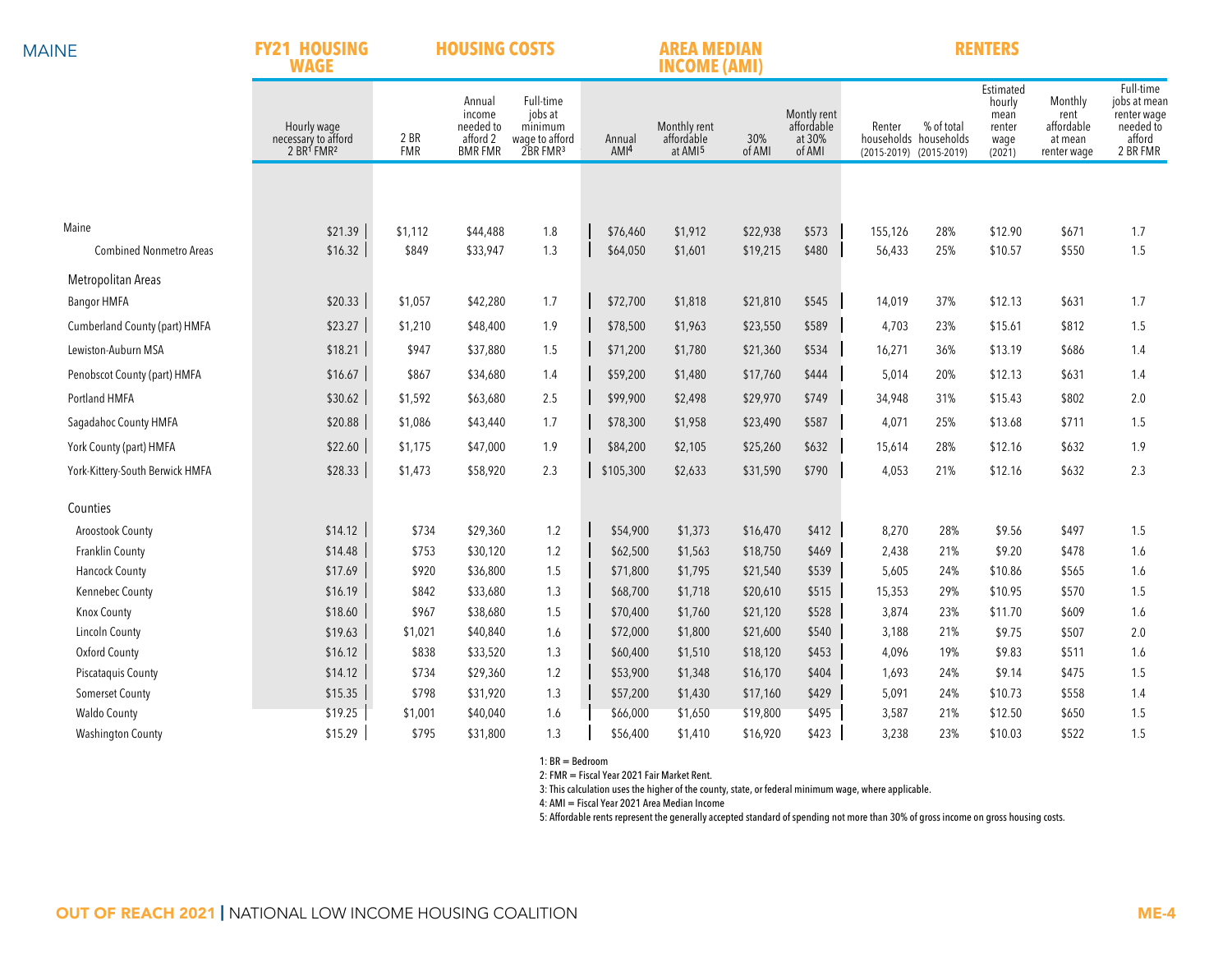# MAINE

| | FY21 HOUSING WAGE | HOUSING COSTS | | | AREA MEDIAN INCOME (AMI) | | | | RENTERS | | | | |
|---|---|---|---|---|---|---|---|---|---|---|---|---|---|
| | Hourly wage necessary to afford 2 BR[1] FMR[2] | 2 BR FMR | Annual income needed to afford 2 BMR FMR | Full-time jobs at minimum wage to afford 2BR FMR[3] | Annual AMI[4] | Monthly rent affordable at AMI[5] | 30% of AMI | Montly rent affordable at 30% of AMI | Renter households (2015-2019) | % of total households (2015-2019) | Estimated hourly mean renter wage (2021) | Monthly rent affordable at mean renter wage | Full-time jobs at mean renter wage needed to afford 2 BR FMR |
| Maine | $21.39 | $1,112 | $44,488 | 1.8 | $76,460 | $1,912 | $22,938 | $573 | 155,126 | 28% | $12.90 | $671 | 1.7 |
| Combined Nonmetro Areas | $16.32 | $849 | $33,947 | 1.3 | $64,050 | $1,601 | $19,215 | $480 | 56,433 | 25% | $10.57 | $550 | 1.5 |
| **Metropolitan Areas** | | | | | | | | | | | | | |
| Bangor HMFA | $20.33 | $1,057 | $42,280 | 1.7 | $72,700 | $1,818 | $21,810 | $545 | 14,019 | 37% | $12.13 | $631 | 1.7 |
| Cumberland County (part) HMFA | $23.27 | $1,210 | $48,400 | 1.9 | $78,500 | $1,963 | $23,550 | $589 | 4,703 | 23% | $15.61 | $812 | 1.5 |
| Lewiston-Auburn MSA | $18.21 | $947 | $37,880 | 1.5 | $71,200 | $1,780 | $21,360 | $534 | 16,271 | 36% | $13.19 | $686 | 1.4 |
| Penobscot County (part) HMFA | $16.67 | $867 | $34,680 | 1.4 | $59,200 | $1,480 | $17,760 | $444 | 5,014 | 20% | $12.13 | $631 | 1.4 |
| Portland HMFA | $30.62 | $1,592 | $63,680 | 2.5 | $99,900 | $2,498 | $29,970 | $749 | 34,948 | 31% | $15.43 | $802 | 2.0 |
| Sagadahoc County HMFA | $20.88 | $1,086 | $43,440 | 1.7 | $78,300 | $1,958 | $23,490 | $587 | 4,071 | 25% | $13.68 | $711 | 1.5 |
| York County (part) HMFA | $22.60 | $1,175 | $47,000 | 1.9 | $84,200 | $2,105 | $25,260 | $632 | 15,614 | 28% | $12.16 | $632 | 1.9 |
| York-Kittery-South Berwick HMFA | $28.33 | $1,473 | $58,920 | 2.3 | $105,300 | $2,633 | $31,590 | $790 | 4,053 | 21% | $12.16 | $632 | 2.3 |
| **Counties** | | | | | | | | | | | | | |
| Aroostook County | $14.12 | $734 | $29,360 | 1.2 | $54,900 | $1,373 | $16,470 | $412 | 8,270 | 28% | $9.56 | $497 | 1.5 |
| Franklin County | $14.48 | $753 | $30,120 | 1.2 | $62,500 | $1,563 | $18,750 | $469 | 2,438 | 21% | $9.20 | $478 | 1.6 |
| Hancock County | $17.69 | $920 | $36,800 | 1.5 | $71,800 | $1,795 | $21,540 | $539 | 5,605 | 24% | $10.86 | $565 | 1.6 |
| Kennebec County | $16.19 | $842 | $33,680 | 1.3 | $68,700 | $1,718 | $20,610 | $515 | 15,353 | 29% | $10.95 | $570 | 1.5 |
| Knox County | $18.60 | $967 | $38,680 | 1.5 | $70,400 | $1,760 | $21,120 | $528 | 3,874 | 23% | $11.70 | $609 | 1.6 |
| Lincoln County | $19.63 | $1,021 | $40,840 | 1.6 | $72,000 | $1,800 | $21,600 | $540 | 3,188 | 21% | $9.75 | $507 | 2.0 |
| Oxford County | $16.12 | $838 | $33,520 | 1.3 | $60,400 | $1,510 | $18,120 | $453 | 4,096 | 19% | $9.83 | $511 | 1.6 |
| Piscataquis County | $14.12 | $734 | $29,360 | 1.2 | $53,900 | $1,348 | $16,170 | $404 | 1,693 | 24% | $9.14 | $475 | 1.5 |
| Somerset County | $15.35 | $798 | $31,920 | 1.3 | $57,200 | $1,430 | $17,160 | $429 | 5,091 | 24% | $10.73 | $558 | 1.4 |
| Waldo County | $19.25 | $1,001 | $40,040 | 1.6 | $66,000 | $1,650 | $19,800 | $495 | 3,587 | 21% | $12.50 | $650 | 1.5 |
| Washington County | $15.29 | $795 | $31,800 | 1.3 | $56,400 | $1,410 | $16,920 | $423 | 3,238 | 23% | $10.03 | $522 | 1.5 |

1: BR = Bedroom

2: FMR = Fiscal Year 2021 Fair Market Rent.

3: This calculation uses the higher of the county, state, or federal minimum wage, where applicable.

4: AMI = Fiscal Year 2021 Area Median Income

5: Affordable rents represent the generally accepted standard of spending not more than 30% of gross income on gross housing costs.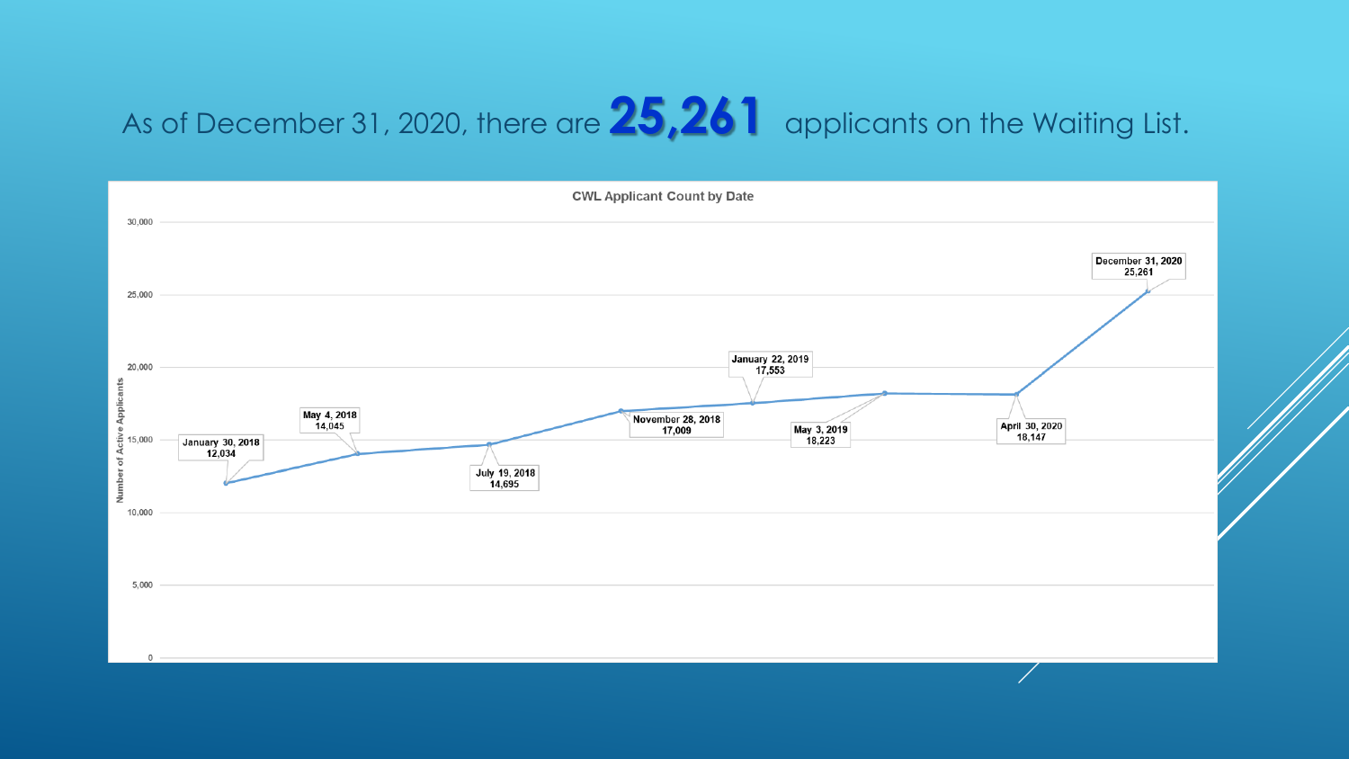# As of December 31, 2020, there are **25,261** applicants on the Waiting List.

**CWL Applicant Count by Date**

| Date | Number of Active Applicants |
| --- | --- |
| January 30, 2018 | 12,034 |
| May 4, 2018 | 14,045 |
| July 19, 2018 | 14,695 |
| November 28, 2018 | 17,009 |
| January 22, 2019 | 17,553 |
| May 3, 2019 | 18,223 |
| April 30, 2020 | 18,147 |
| December 31, 2020 | 25,261 |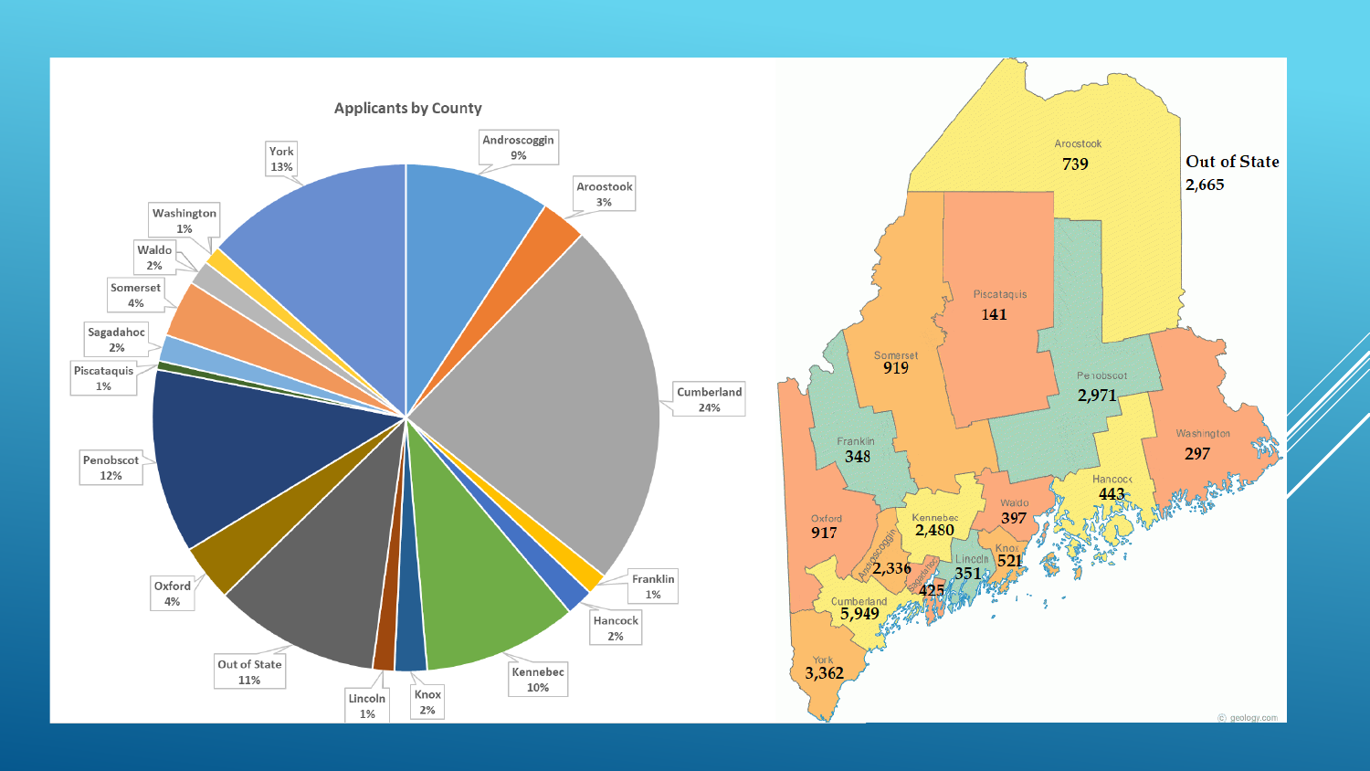## Applicants by County

| County | Percent |
|---|---|
| Androscoggin | 9% |
| Aroostook | 3% |
| Cumberland | 24% |
| Franklin | 1% |
| Hancock | 2% |
| Kennebec | 10% |
| Knox | 2% |
| Lincoln | 1% |
| Out of State | 11% |
| Oxford | 4% |
| Penobscot | 12% |
| Piscataquis | 1% |
| Sagadahoc | 2% |
| Somerset | 4% |
| Waldo | 2% |
| Washington | 1% |
| York | 13% |

| County | Applicants |
|---|---|
| Aroostook | 739 |
| Out of State | 2,665 |
| Piscataquis | 141 |
| Somerset | 919 |
| Penobscot | 2,971 |
| Franklin | 348 |
| Washington | 297 |
| Hancock | 443 |
| Oxford | 917 |
| Kennebec | 2,480 |
| Waldo | 397 |
| Androscoggin | 2,336 |
| Lincoln | 351 |
| Knox | 521 |
| Sagadahoc | 425 |
| Cumberland | 5,949 |
| York | 3,362 |

© geology.com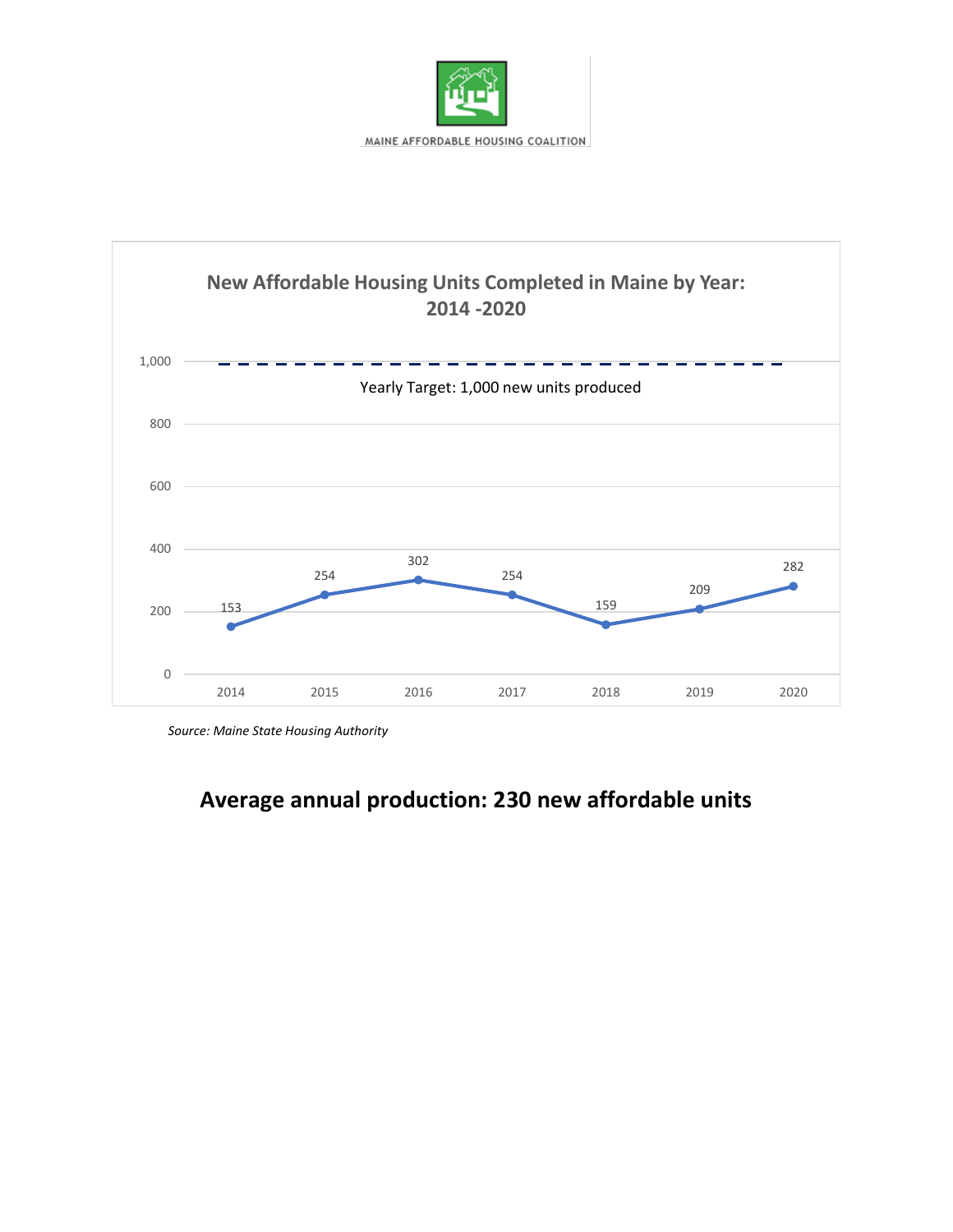MAINE AFFORDABLE HOUSING COALITION

New Affordable Housing Units Completed in Maine by Year: 2014 -2020

1,000
800
600
400
200
0

Yearly Target: 1,000 new units produced

153
254
302
254
159
209
282

2014
2015
2016
2017
2018
2019
2020

*Source: Maine State Housing Authority*

## Average annual production: 230 new affordable units